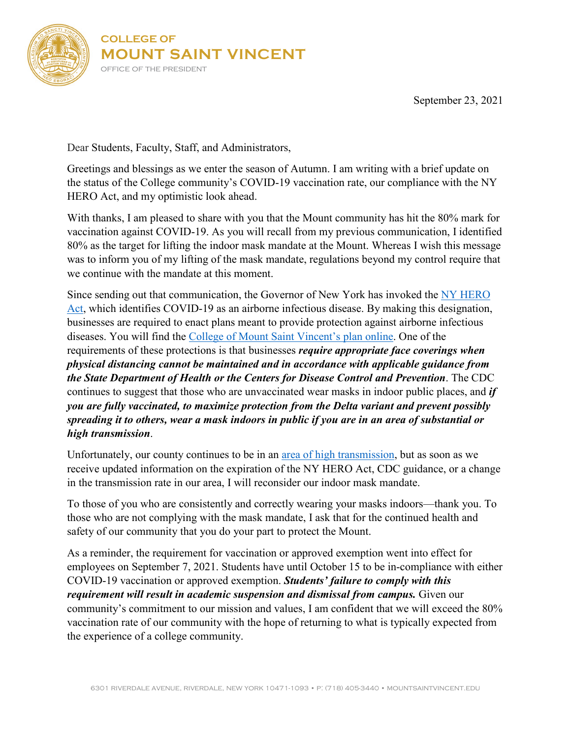**COLLEGE OF**
**MOUNT SAINT VINCENT**
OFFICE OF THE PRESIDENT

September 23, 2021

Dear Students, Faculty, Staff, and Administrators,

Greetings and blessings as we enter the season of Autumn. I am writing with a brief update on the status of the College community's COVID-19 vaccination rate, our compliance with the NY HERO Act, and my optimistic look ahead.

With thanks, I am pleased to share with you that the Mount community has hit the 80% mark for vaccination against COVID-19. As you will recall from my previous communication, I identified 80% as the target for lifting the indoor mask mandate at the Mount. Whereas I wish this message was to inform you of my lifting of the mask mandate, regulations beyond my control require that we continue with the mandate at this moment.

Since sending out that communication, the Governor of New York has invoked the NY HERO Act, which identifies COVID-19 as an airborne infectious disease. By making this designation, businesses are required to enact plans meant to provide protection against airborne infectious diseases. You will find the College of Mount Saint Vincent's plan online. One of the requirements of these protections is that businesses ***require appropriate face coverings when physical distancing cannot be maintained and in accordance with applicable guidance from the State Department of Health or the Centers for Disease Control and Prevention***. The CDC continues to suggest that those who are unvaccinated wear masks in indoor public places, and ***if you are fully vaccinated, to maximize protection from the Delta variant and prevent possibly spreading it to others, wear a mask indoors in public if you are in an area of substantial or high transmission***.

Unfortunately, our county continues to be in an area of high transmission, but as soon as we receive updated information on the expiration of the NY HERO Act, CDC guidance, or a change in the transmission rate in our area, I will reconsider our indoor mask mandate.

To those of you who are consistently and correctly wearing your masks indoors—thank you. To those who are not complying with the mask mandate, I ask that for the continued health and safety of our community that you do your part to protect the Mount.

As a reminder, the requirement for vaccination or approved exemption went into effect for employees on September 7, 2021. Students have until October 15 to be in-compliance with either COVID-19 vaccination or approved exemption. ***Students' failure to comply with this requirement will result in academic suspension and dismissal from campus.*** Given our community's commitment to our mission and values, I am confident that we will exceed the 80% vaccination rate of our community with the hope of returning to what is typically expected from the experience of a college community.

6301 RIVERDALE AVENUE, RIVERDALE, NEW YORK 10471-1093 • P: (718) 405-3440 • MOUNTSAINTVINCENT.EDU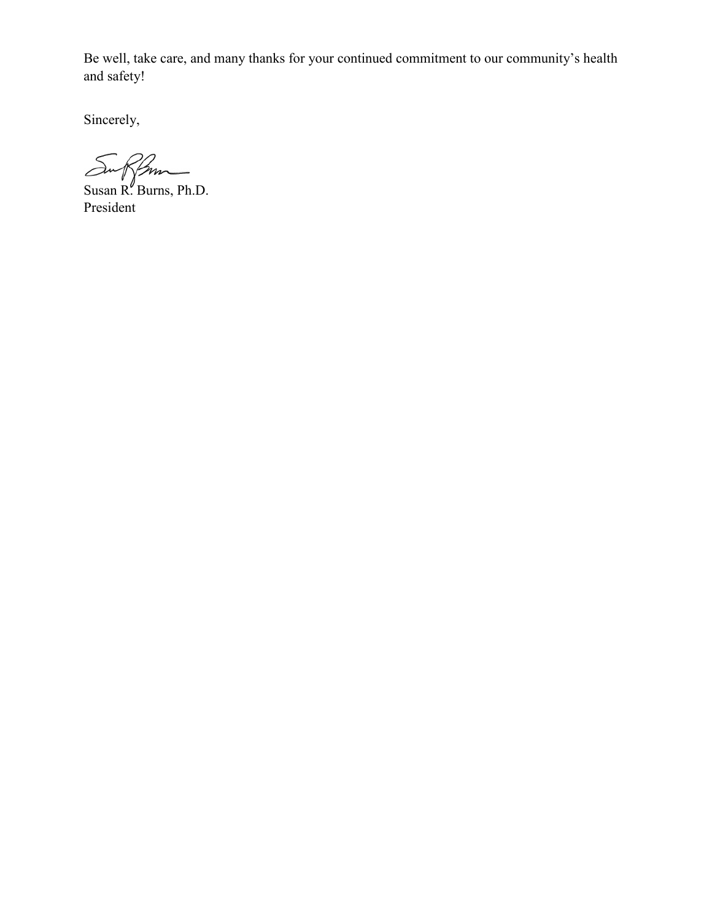Be well, take care, and many thanks for your continued commitment to our community's health and safety!

Sincerely,

Susan R. Burns, Ph.D.
President